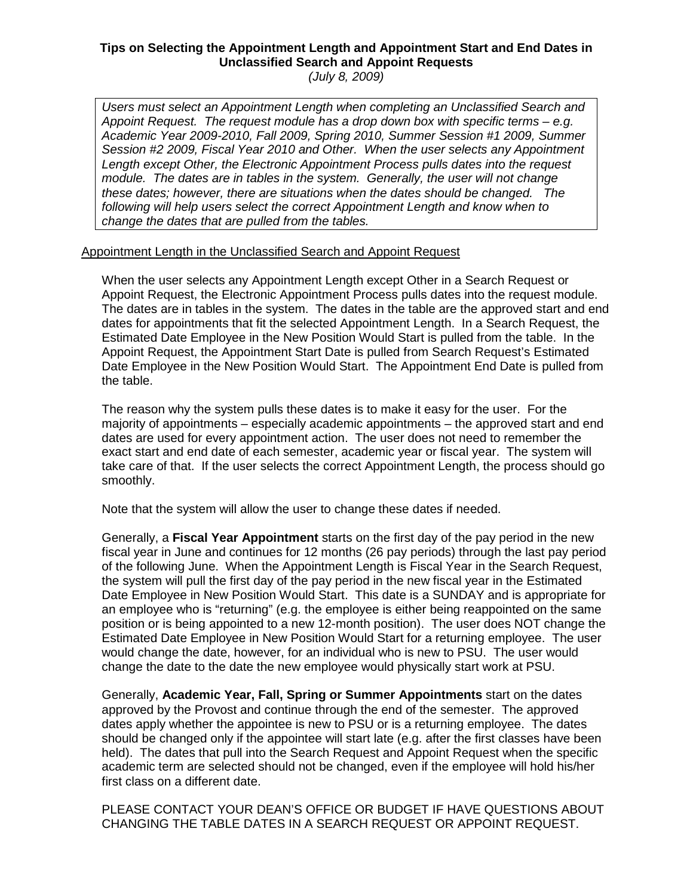**Tips on Selecting the Appointment Length and Appointment Start and End Dates in Unclassified Search and Appoint Requests**

*(July 8, 2009)*

*Users must select an Appointment Length when completing an Unclassified Search and Appoint Request. The request module has a drop down box with specific terms – e.g. Academic Year 2009-2010, Fall 2009, Spring 2010, Summer Session #1 2009, Summer Session #2 2009, Fiscal Year 2010 and Other. When the user selects any Appointment Length except Other, the Electronic Appointment Process pulls dates into the request module. The dates are in tables in the system. Generally, the user will not change these dates; however, there are situations when the dates should be changed. The following will help users select the correct Appointment Length and know when to change the dates that are pulled from the tables.*

<u>Appointment Length in the Unclassified Search and Appoint Request</u>

When the user selects any Appointment Length except Other in a Search Request or Appoint Request, the Electronic Appointment Process pulls dates into the request module. The dates are in tables in the system. The dates in the table are the approved start and end dates for appointments that fit the selected Appointment Length. In a Search Request, the Estimated Date Employee in the New Position Would Start is pulled from the table. In the Appoint Request, the Appointment Start Date is pulled from Search Request's Estimated Date Employee in the New Position Would Start. The Appointment End Date is pulled from the table.

The reason why the system pulls these dates is to make it easy for the user. For the majority of appointments – especially academic appointments – the approved start and end dates are used for every appointment action. The user does not need to remember the exact start and end date of each semester, academic year or fiscal year. The system will take care of that. If the user selects the correct Appointment Length, the process should go smoothly.

Note that the system will allow the user to change these dates if needed.

Generally, a **Fiscal Year Appointment** starts on the first day of the pay period in the new fiscal year in June and continues for 12 months (26 pay periods) through the last pay period of the following June. When the Appointment Length is Fiscal Year in the Search Request, the system will pull the first day of the pay period in the new fiscal year in the Estimated Date Employee in New Position Would Start. This date is a SUNDAY and is appropriate for an employee who is "returning" (e.g. the employee is either being reappointed on the same position or is being appointed to a new 12-month position). The user does NOT change the Estimated Date Employee in New Position Would Start for a returning employee. The user would change the date, however, for an individual who is new to PSU. The user would change the date to the date the new employee would physically start work at PSU.

Generally, **Academic Year, Fall, Spring or Summer Appointments** start on the dates approved by the Provost and continue through the end of the semester. The approved dates apply whether the appointee is new to PSU or is a returning employee. The dates should be changed only if the appointee will start late (e.g. after the first classes have been held). The dates that pull into the Search Request and Appoint Request when the specific academic term are selected should not be changed, even if the employee will hold his/her first class on a different date.

PLEASE CONTACT YOUR DEAN'S OFFICE OR BUDGET IF HAVE QUESTIONS ABOUT CHANGING THE TABLE DATES IN A SEARCH REQUEST OR APPOINT REQUEST.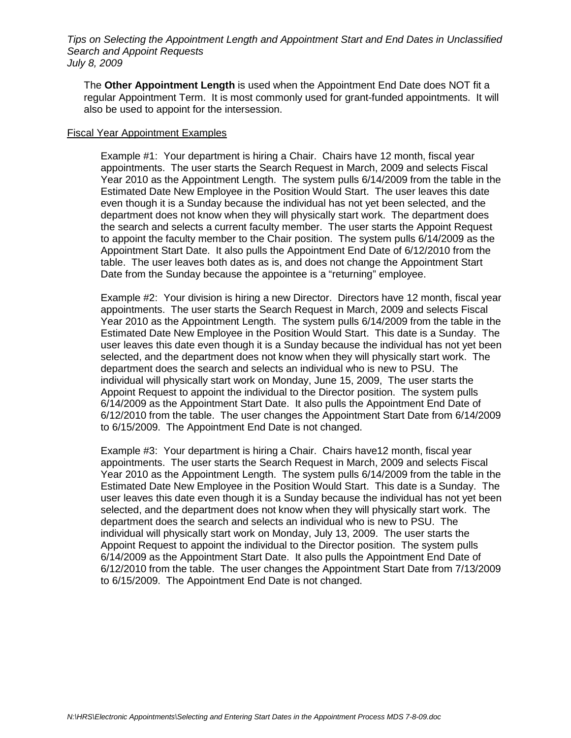The **Other Appointment Length** is used when the Appointment End Date does NOT fit a regular Appointment Term. It is most commonly used for grant-funded appointments. It will also be used to appoint for the intersession.

<u>Fiscal Year Appointment Examples</u>

Example #1: Your department is hiring a Chair. Chairs have 12 month, fiscal year appointments. The user starts the Search Request in March, 2009 and selects Fiscal Year 2010 as the Appointment Length. The system pulls 6/14/2009 from the table in the Estimated Date New Employee in the Position Would Start. The user leaves this date even though it is a Sunday because the individual has not yet been selected, and the department does not know when they will physically start work. The department does the search and selects a current faculty member. The user starts the Appoint Request to appoint the faculty member to the Chair position. The system pulls 6/14/2009 as the Appointment Start Date. It also pulls the Appointment End Date of 6/12/2010 from the table. The user leaves both dates as is, and does not change the Appointment Start Date from the Sunday because the appointee is a "returning" employee.

Example #2: Your division is hiring a new Director. Directors have 12 month, fiscal year appointments. The user starts the Search Request in March, 2009 and selects Fiscal Year 2010 as the Appointment Length. The system pulls 6/14/2009 from the table in the Estimated Date New Employee in the Position Would Start. This date is a Sunday. The user leaves this date even though it is a Sunday because the individual has not yet been selected, and the department does not know when they will physically start work. The department does the search and selects an individual who is new to PSU. The individual will physically start work on Monday, June 15, 2009, The user starts the Appoint Request to appoint the individual to the Director position. The system pulls 6/14/2009 as the Appointment Start Date. It also pulls the Appointment End Date of 6/12/2010 from the table. The user changes the Appointment Start Date from 6/14/2009 to 6/15/2009. The Appointment End Date is not changed.

Example #3: Your department is hiring a Chair. Chairs have12 month, fiscal year appointments. The user starts the Search Request in March, 2009 and selects Fiscal Year 2010 as the Appointment Length. The system pulls 6/14/2009 from the table in the Estimated Date New Employee in the Position Would Start. This date is a Sunday. The user leaves this date even though it is a Sunday because the individual has not yet been selected, and the department does not know when they will physically start work. The department does the search and selects an individual who is new to PSU. The individual will physically start work on Monday, July 13, 2009. The user starts the Appoint Request to appoint the individual to the Director position. The system pulls 6/14/2009 as the Appointment Start Date. It also pulls the Appointment End Date of 6/12/2010 from the table. The user changes the Appointment Start Date from 7/13/2009 to 6/15/2009. The Appointment End Date is not changed.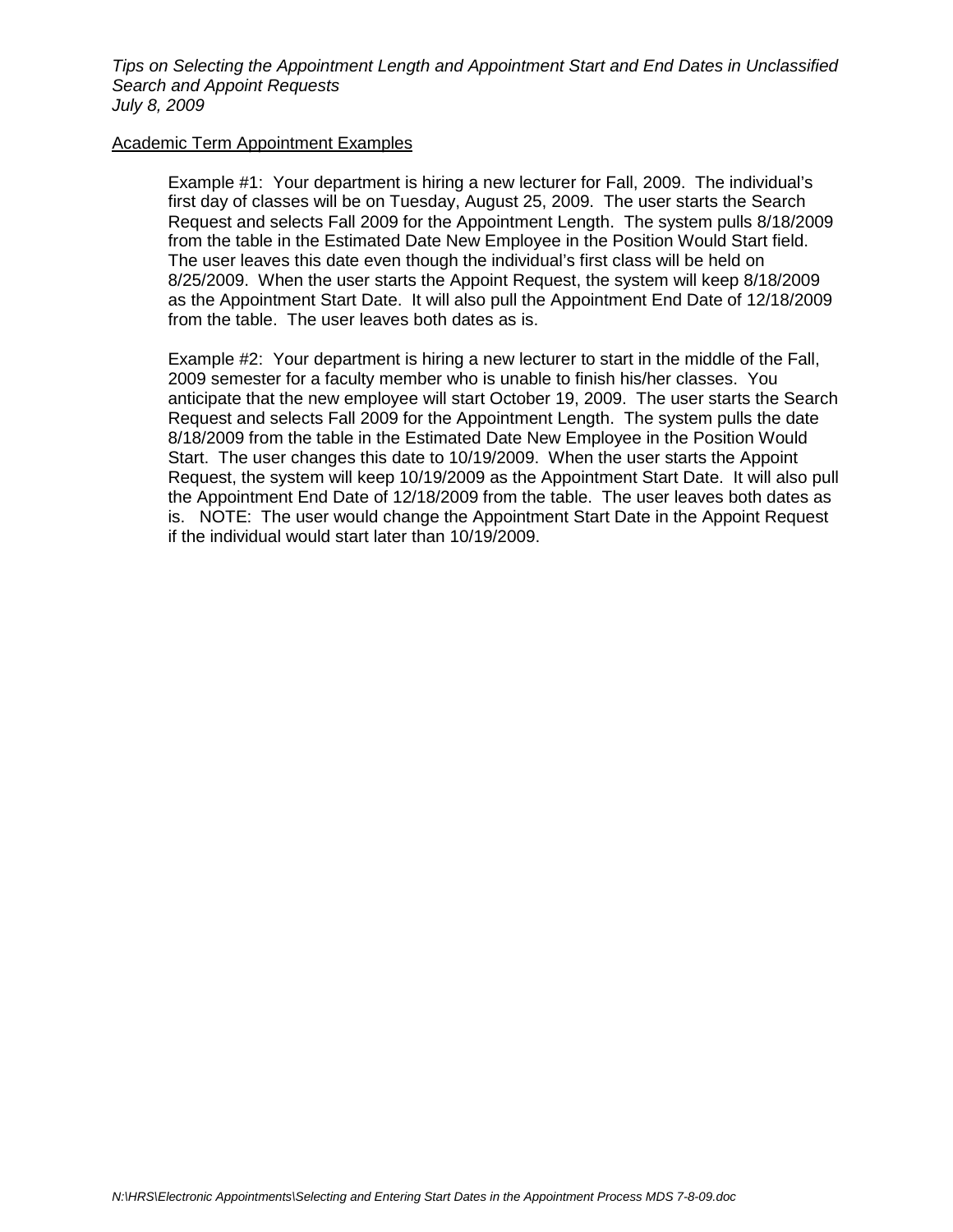## Academic Term Appointment Examples

Example #1: Your department is hiring a new lecturer for Fall, 2009. The individual's first day of classes will be on Tuesday, August 25, 2009. The user starts the Search Request and selects Fall 2009 for the Appointment Length. The system pulls 8/18/2009 from the table in the Estimated Date New Employee in the Position Would Start field. The user leaves this date even though the individual's first class will be held on 8/25/2009. When the user starts the Appoint Request, the system will keep 8/18/2009 as the Appointment Start Date. It will also pull the Appointment End Date of 12/18/2009 from the table. The user leaves both dates as is.

Example #2: Your department is hiring a new lecturer to start in the middle of the Fall, 2009 semester for a faculty member who is unable to finish his/her classes. You anticipate that the new employee will start October 19, 2009. The user starts the Search Request and selects Fall 2009 for the Appointment Length. The system pulls the date 8/18/2009 from the table in the Estimated Date New Employee in the Position Would Start. The user changes this date to 10/19/2009. When the user starts the Appoint Request, the system will keep 10/19/2009 as the Appointment Start Date. It will also pull the Appointment End Date of 12/18/2009 from the table. The user leaves both dates as is. NOTE: The user would change the Appointment Start Date in the Appoint Request if the individual would start later than 10/19/2009.